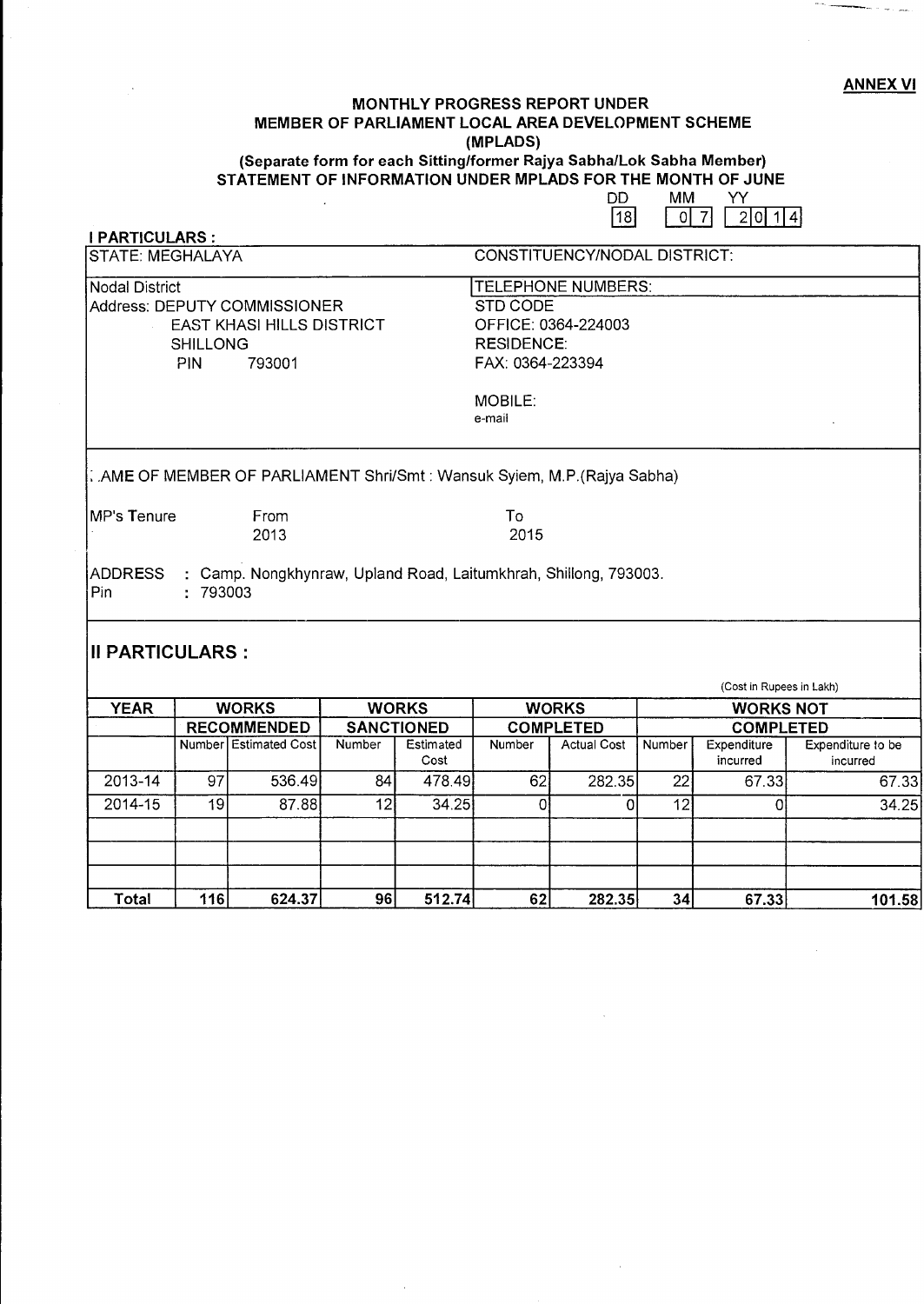**ANNEX VI**

## MONTHLY PROGRESS REPORT UNDER MEMBER OF PARLIAMENT LOCAL AREA DEVELOPMENT SCHEME (MPLADS)

**(Separate form for each Sitting/former Rajya Sabha/Lok Sabha Member)**

**STATEMENT OF INFORMATION UNDER MPLADS FOR THE MONTH OF JUNE**

| DD | MM | YY |
|---|---|---|
| 18 | 07 | 2014 |

### I PARTICULARS :

| | |
|---|---|
| STATE: MEGHALAYA | CONSTITUENCY/NODAL DISTRICT: |
| Nodal District<br>Address: DEPUTY COMMISSIONER<br>EAST KHASI HILLS DISTRICT<br>SHILLONG<br>PIN 793001 | TELEPHONE NUMBERS:<br>STD CODE<br>OFFICE: 0364-224003<br>RESIDENCE:<br>FAX: 0364-223394<br><br>MOBILE:<br>e-mail |

NAME OF MEMBER OF PARLIAMENT Shri/Smt : Wansuk Syiem, M.P.(Rajya Sabha)

MP's Tenure From 2013 To 2015

ADDRESS : Camp. Nongkhynraw, Upland Road, Laitumkhrah, Shillong, 793003.
Pin : 793003

### II PARTICULARS :

(Cost in Rupees in Lakh)

| YEAR | WORKS RECOMMENDED | | WORKS SANCTIONED | | WORKS COMPLETED | | WORKS NOT COMPLETED | | |
|---|---|---|---|---|---|---|---|---|---|
| | Number | Estimated Cost | Number | Estimated Cost | Number | Actual Cost | Number | Expenditure incurred | Expenditure to be incurred |
| 2013-14 | 97 | 536.49 | 84 | 478.49 | 62 | 282.35 | 22 | 67.33 | 67.33 |
| 2014-15 | 19 | 87.88 | 12 | 34.25 | 0 | 0 | 12 | 0 | 34.25 |
| | | | | | | | | | |
| | | | | | | | | | |
| | | | | | | | | | |
| **Total** | **116** | **624.37** | **96** | **512.74** | **62** | **282.35** | **34** | **67.33** | **101.58** |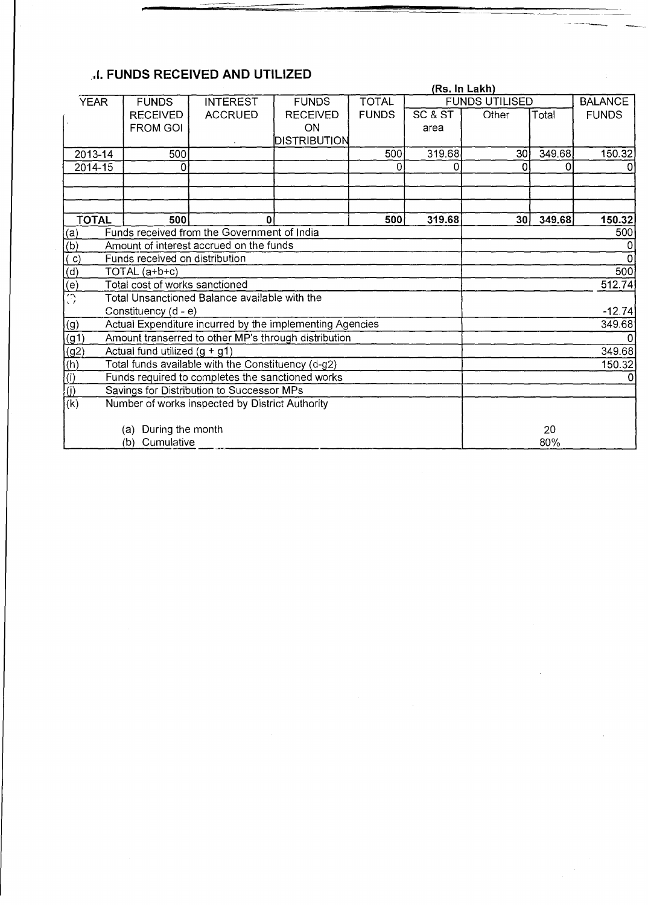## .I. FUNDS RECEIVED AND UTILIZED

(Rs. In Lakh)

| YEAR | FUNDS RECEIVED FROM GOI | INTEREST ACCRUED | FUNDS RECEIVED ON DISTRIBUTION | TOTAL FUNDS | FUNDS UTILISED | | | BALANCE FUNDS |
|---|---|---|---|---|---|---|---|---|
| | | | | | SC & ST area | Other | Total | |
| 2013-14 | 500 | | | 500 | 319.68 | 30 | 349.68 | 150.32 |
| 2014-15 | 0 | | | 0 | 0 | 0 | 0 | 0 |
| | | | | | | | | |
| | | | | | | | | |
| | | | | | | | | |
| **TOTAL** | **500** | **0** | | **500** | **319.68** | **30** | **349.68** | **150.32** |

| | | |
|---|---|---|
| (a) | Funds received from the Government of India | 500 |
| (b) | Amount of interest accrued on the funds | 0 |
| ( c) | Funds received on distribution | 0 |
| (d) | TOTAL (a+b+c) | 500 |
| (e) | Total cost of works sanctioned | 512.74 |
| (f) | Total Unsanctioned Balance available with the Constituency (d - e) | -12.74 |
| (g) | Actual Expenditure incurred by the implementing Agencies | 349.68 |
| (g1) | Amount transerred to other MP's through distribution | 0 |
| (g2) | Actual fund utilized (g + g1) | 349.68 |
| (h) | Total funds available with the Constituency (d-g2) | 150.32 |
| (i) | Funds required to completes the sanctioned works | 0 |
| (j) | Savings for Distribution to Successor MPs | |
| (k) | Number of works inspected by District Authority | |
| | (a) During the month | 20 |
| | (b) Cumulative | 80% |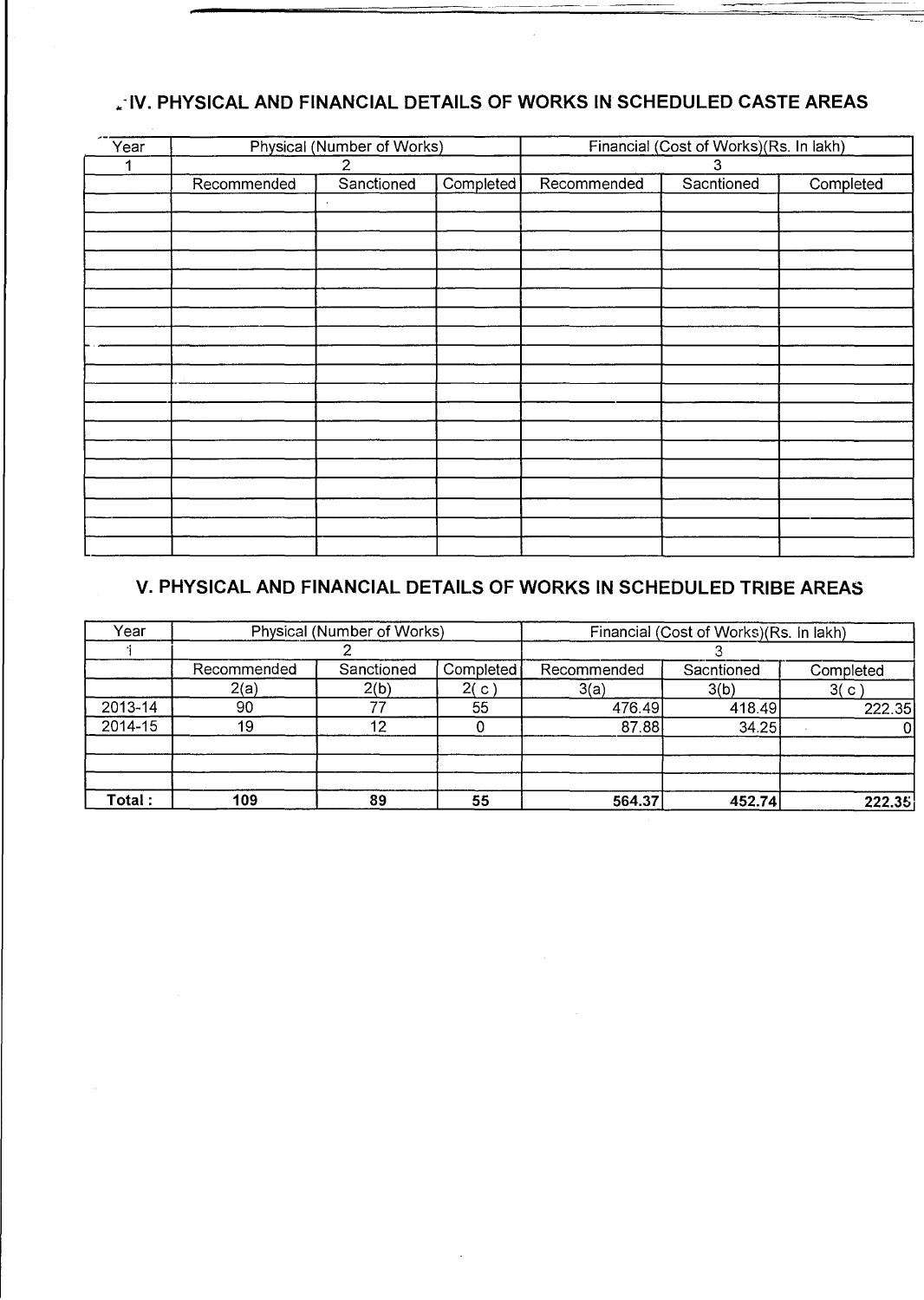## IV. PHYSICAL AND FINANCIAL DETAILS OF WORKS IN SCHEDULED CASTE AREAS

| Year | Physical (Number of Works) | | | Financial (Cost of Works)(Rs. In lakh) | | |
|---|---|---|---|---|---|---|
| 1 | 2 | | | 3 | | |
| | Recommended | Sanctioned | Completed | Recommended | Sacntioned | Completed |
| | | | | | | |
| | | | | | | |
| | | | | | | |
| | | | | | | |
| | | | | | | |
| | | | | | | |
| | | | | | | |
| | | | | | | |
| | | | | | | |
| | | | | | | |
| | | | | | | |
| | | | | | | |
| | | | | | | |
| | | | | | | |
| | | | | | | |
| | | | | | | |
| | | | | | | |
| | | | | | | |
| | | | | | | |

## V. PHYSICAL AND FINANCIAL DETAILS OF WORKS IN SCHEDULED TRIBE AREAS

| Year | Physical (Number of Works) | | | Financial (Cost of Works)(Rs. In lakh) | | |
|---|---|---|---|---|---|---|
| 1 | 2 | | | 3 | | |
| | Recommended | Sanctioned | Completed | Recommended | Sacntioned | Completed |
| | 2(a) | 2(b) | 2( c ) | 3(a) | 3(b) | 3( c ) |
| 2013-14 | 90 | 77 | 55 | 476.49 | 418.49 | 222.35 |
| 2014-15 | 19 | 12 | 0 | 87.88 | 34.25 | 0 |
| | | | | | | |
| | | | | | | |
| | | | | | | |
| **Total :** | **109** | **89** | **55** | **564.37** | **452.74** | **222.35** |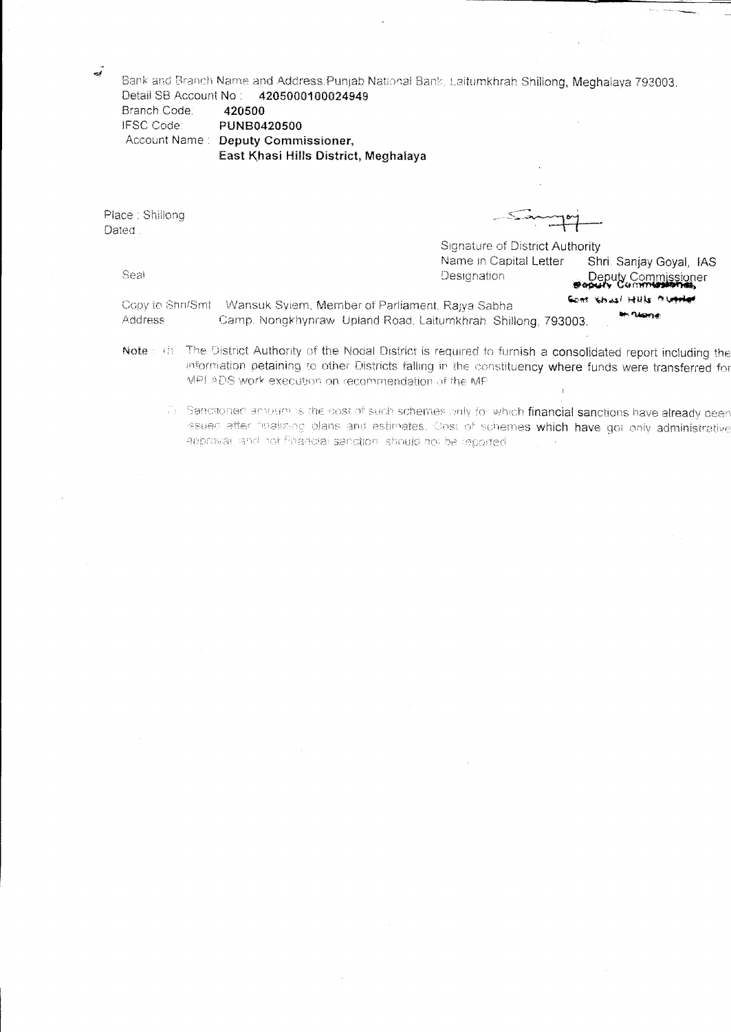Bank and Branch Name and Address: Punjab National Bank, Laitumkhrah Shillong, Meghalaya 793003.

Detail SB Account No : **4205000100024949**

Branch Code: **420500**

IFSC Code: **PUNB0420500**

Account Name : **Deputy Commissioner, East Khasi Hills District, Meghalaya**

Place : Shillong

Dated :

Signature of District Authority

Name in Capital Letter: Shri. Sanjay Goyal, IAS

Designation: Deputy Commissioner

Seal

Deputy Commissioner, East Khasi Hills District, Shillong

Copy to Shri/Smt: Wansuk Syiem, Member of Parliament, Rajya Sabha

Address: Camp. Nongkhynraw Upland Road, Laitumkhrah Shillong, 793003.

**Note** : (i) The District Authority of the Nodal District is required to furnish a consolidated report including the information petaining to other Districts falling in the constituency where funds were transferred for MPLADS work execution on recommendation of the MP.

(ii) Sanctioned amount is the cost of such schemes only for which **financial** sanctions have already been issued after finalizing plans and estimates. Cost of schemes which **have** got only administrative approval and not financial sanction should not be reported.